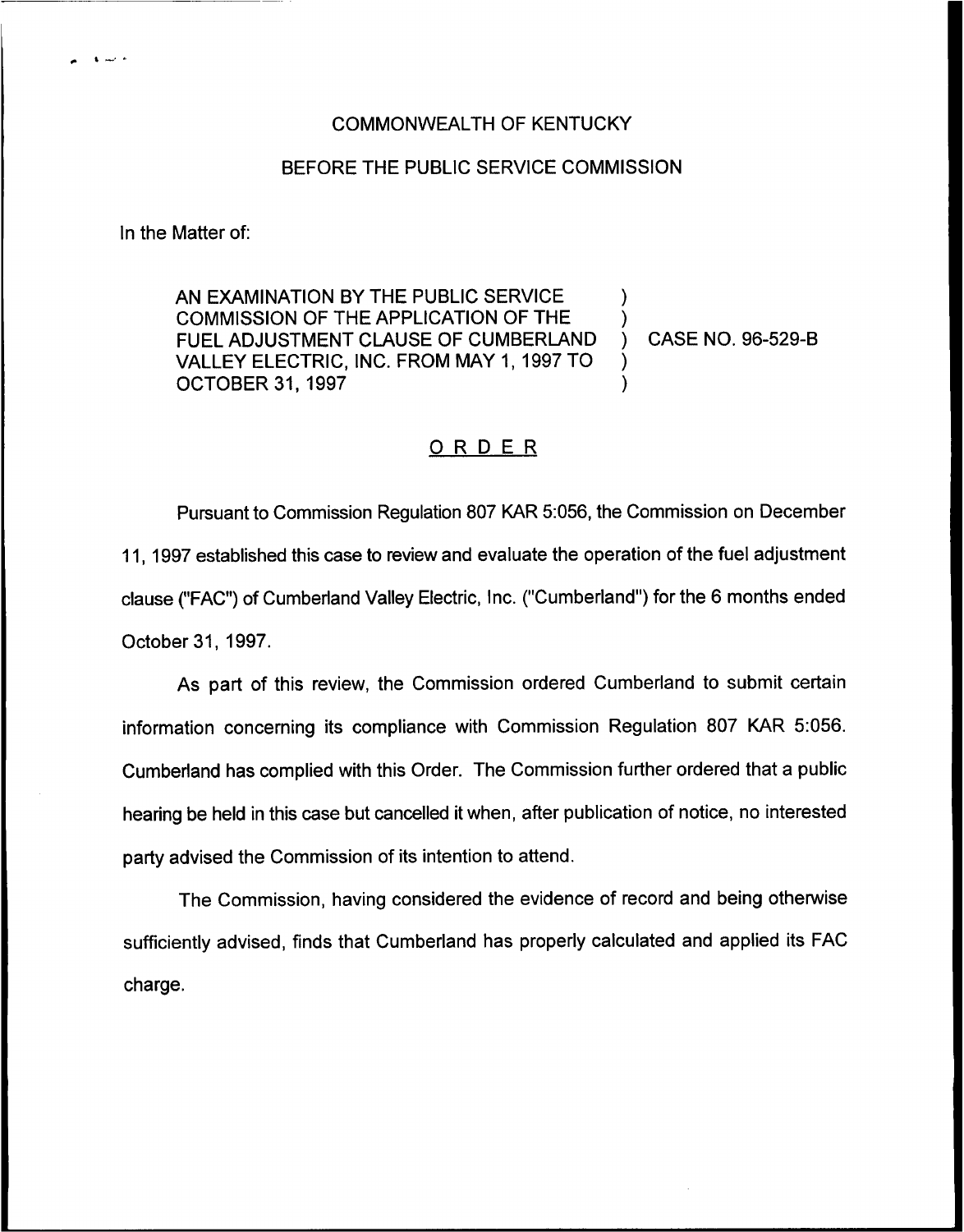COMMONWEALTH OF KENTUCKY

BEFORE THE PUBLIC SERVICE COMMISSION

In the Matter of:

AN EXAMINATION BY THE PUBLIC SERVICE COMMISSION OF THE APPLICATION OF THE FUEL ADJUSTMENT CLAUSE OF CUMBERLAND VALLEY ELECTRIC, INC. FROM MAY 1, 1997 TO OCTOBER 31, 1997 ) CASE NO. 96-529-B

## ORDER

Pursuant to Commission Regulation 807 KAR 5:056, the Commission on December 11, 1997 established this case to review and evaluate the operation of the fuel adjustment clause ("FAC") of Cumberland Valley Electric, Inc. ("Cumberland") for the 6 months ended October 31, 1997.

As part of this review, the Commission ordered Cumberland to submit certain information concerning its compliance with Commission Regulation 807 KAR 5:056. Cumberland has complied with this Order. The Commission further ordered that a public hearing be held in this case but cancelled it when, after publication of notice, no interested party advised the Commission of its intention to attend.

The Commission, having considered the evidence of record and being otherwise sufficiently advised, finds that Cumberland has properly calculated and applied its FAC charge.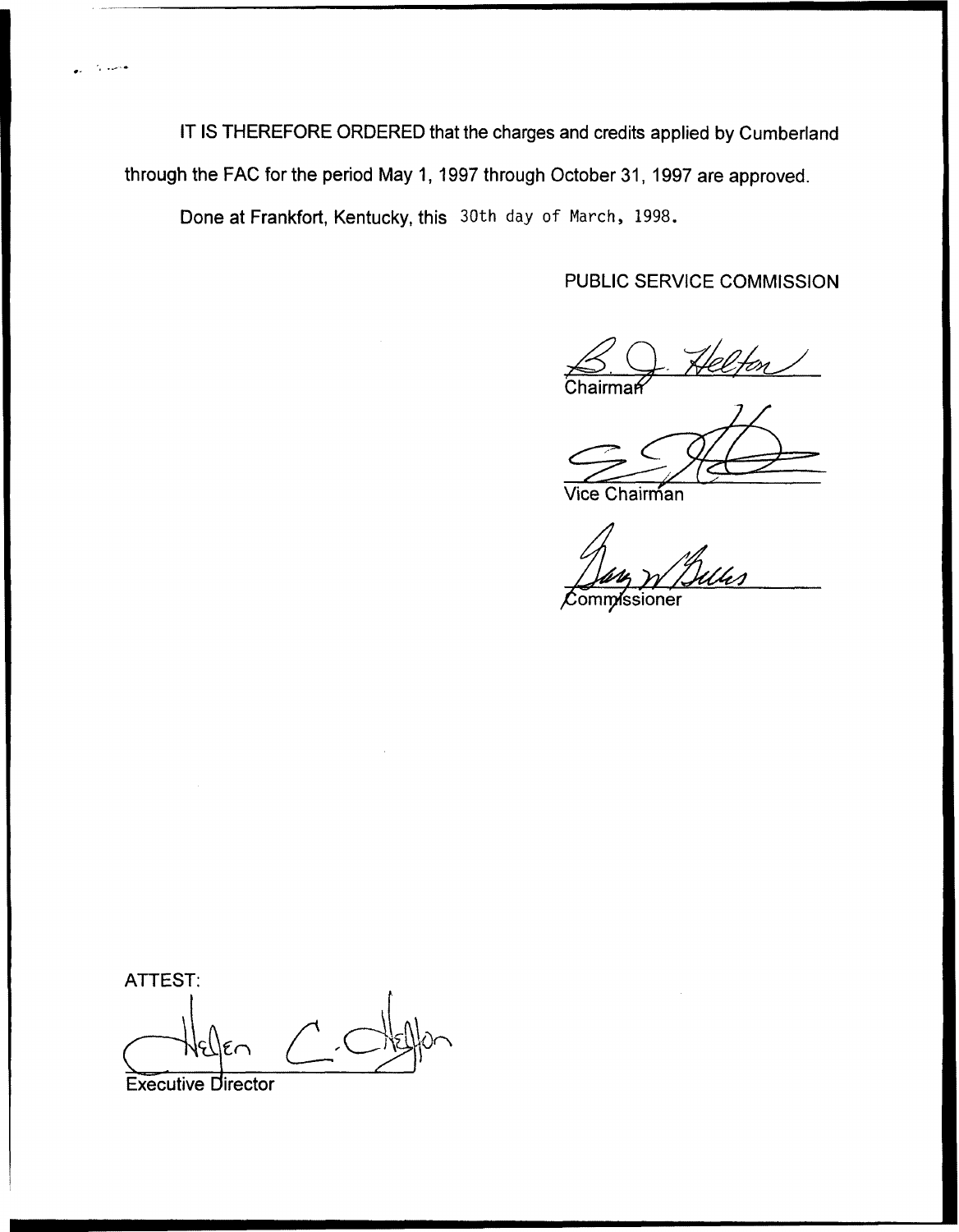IT IS THEREFORE ORDERED that the charges and credits applied by Cumberland through the FAC for the period May 1, 1997 through October 31, 1997 are approved.

Done at Frankfort, Kentucky, this 30th day of March, 1998.

PUBLIC SERVICE COMMISSION

Chairman

Vice Chairman

Commissioner

ATTEST:

Executive Director